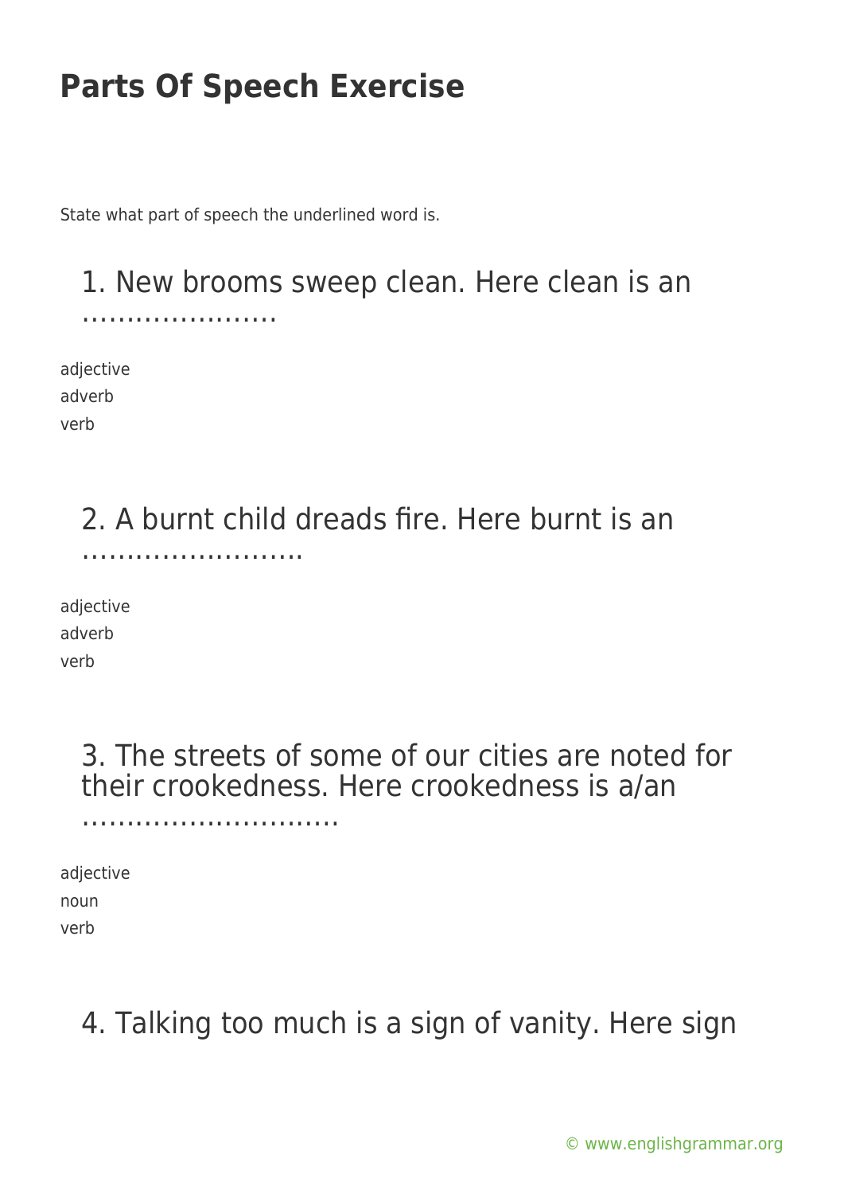# Parts Of Speech Exercise

State what part of speech the underlined word is.

## 1. New brooms sweep clean. Here clean is an ………………….

adjective
adverb
verb

## 2. A burnt child dreads fire. Here burnt is an …………………….

adjective
adverb
verb

## 3. The streets of some of our cities are noted for their crookedness. Here crookedness is a/an ……………………….

adjective
noun
verb

## 4. Talking too much is a sign of vanity. Here sign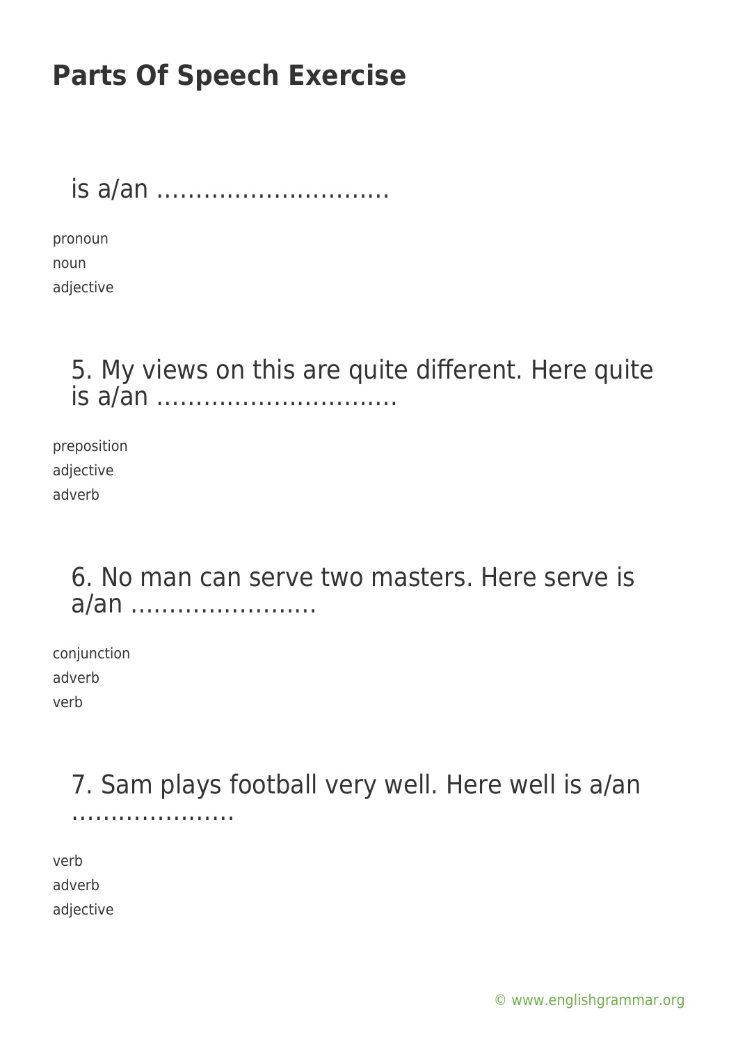## Parts Of Speech Exercise

is a/an …………………………

pronoun
noun
adjective

5. My views on this are quite different. Here quite is a/an ………………………….

preposition
adjective
adverb

6. No man can serve two masters. Here serve is a/an ……………………

conjunction
adverb
verb

7. Sam plays football very well. Here well is a/an …………………

verb
adverb
adjective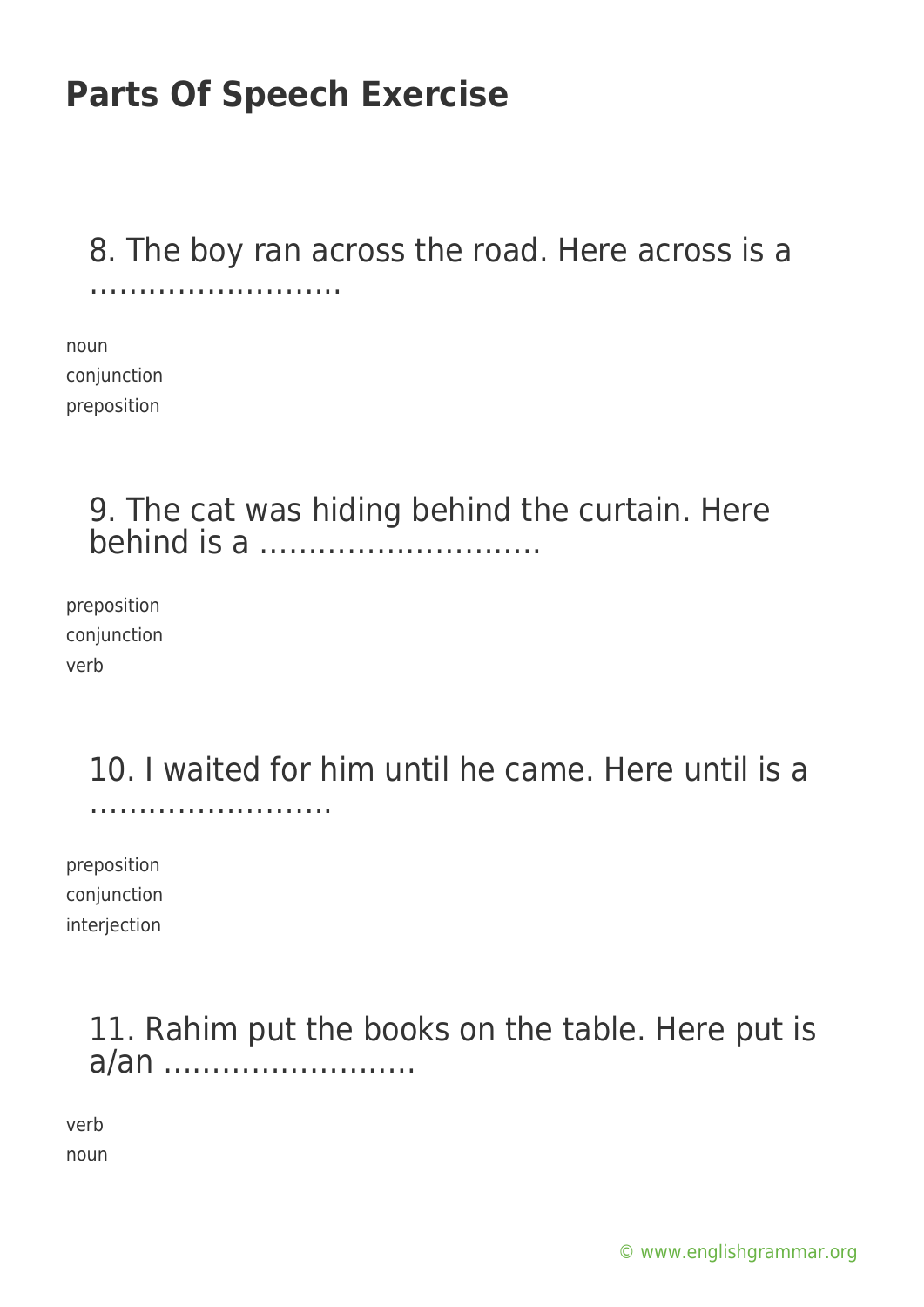# Parts Of Speech Exercise

8. The boy ran across the road. Here across is a ……………………..

noun
conjunction
preposition

9. The cat was hiding behind the curtain. Here behind is a ………………………..

preposition
conjunction
verb

10. I waited for him until he came. Here until is a ……………………..

preposition
conjunction
interjection

11. Rahim put the books on the table. Here put is a/an ……………………..

verb
noun

© www.englishgrammar.org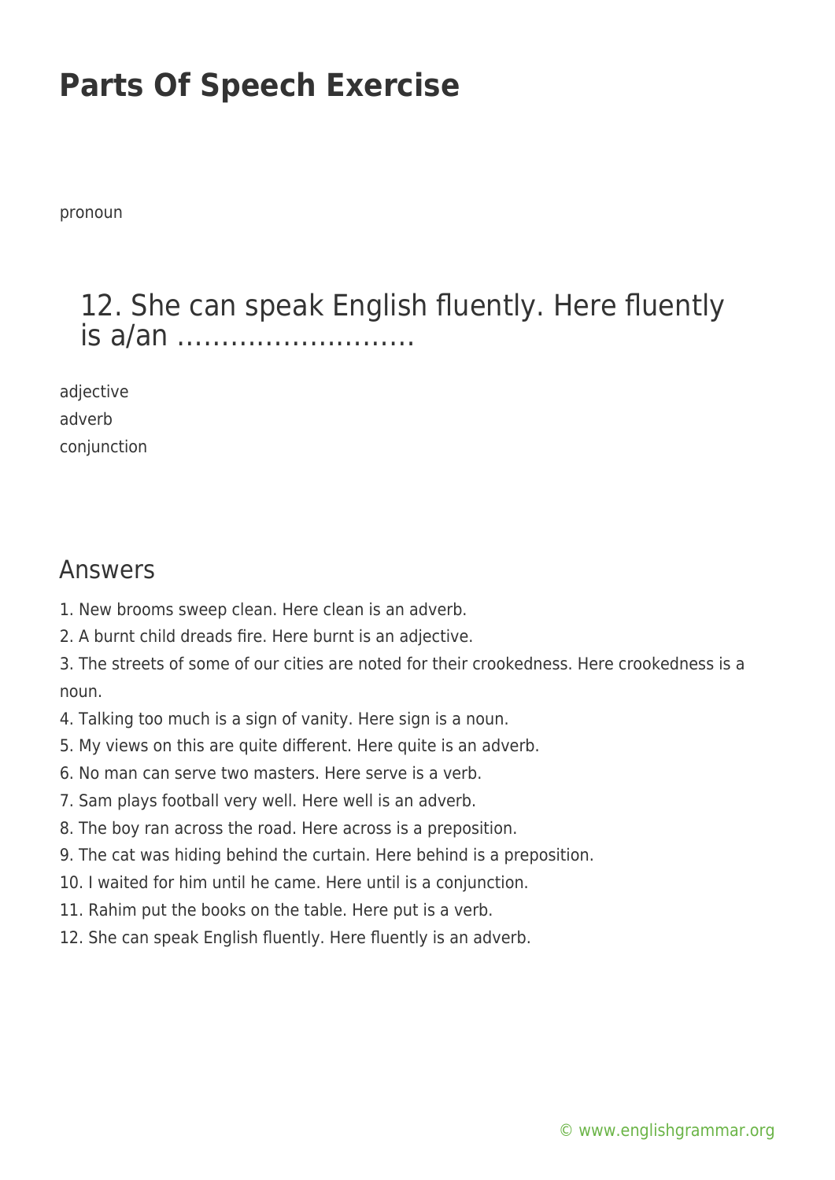pronoun

## 12. She can speak English fluently. Here fluently is a/an ………………………

adjective
adverb
conjunction

## Answers

1. New brooms sweep clean. Here clean is an adverb.
2. A burnt child dreads fire. Here burnt is an adjective.
3. The streets of some of our cities are noted for their crookedness. Here crookedness is a noun.
4. Talking too much is a sign of vanity. Here sign is a noun.
5. My views on this are quite different. Here quite is an adverb.
6. No man can serve two masters. Here serve is a verb.
7. Sam plays football very well. Here well is an adverb.
8. The boy ran across the road. Here across is a preposition.
9. The cat was hiding behind the curtain. Here behind is a preposition.
10. I waited for him until he came. Here until is a conjunction.
11. Rahim put the books on the table. Here put is a verb.
12. She can speak English fluently. Here fluently is an adverb.